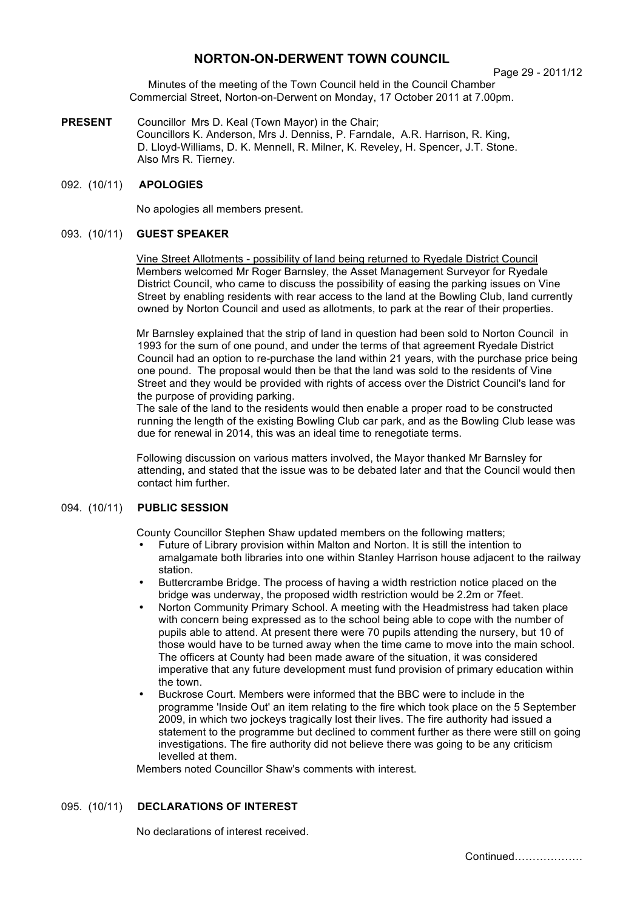# NORTON-ON-DERWENT TOWN COUNCIL

Minutes of the meeting of the Town Council held in the Council Chamber Commercial Street, Norton-on-Derwent on Monday, 17 October 2011 at 7.00pm.

**PRESENT** Councillor Mrs D. Keal (Town Mayor) in the Chair;
Councillors K. Anderson, Mrs J. Denniss, P. Farndale, A.R. Harrison, R. King, D. Lloyd-Williams, D. K. Mennell, R. Milner, K. Reveley, H. Spencer, J.T. Stone.
Also Mrs R. Tierney.

## 092. (10/11) APOLOGIES

No apologies all members present.

## 093. (10/11) GUEST SPEAKER

Vine Street Allotments - possibility of land being returned to Ryedale District Council

Members welcomed Mr Roger Barnsley, the Asset Management Surveyor for Ryedale District Council, who came to discuss the possibility of easing the parking issues on Vine Street by enabling residents with rear access to the land at the Bowling Club, land currently owned by Norton Council and used as allotments, to park at the rear of their properties.

Mr Barnsley explained that the strip of land in question had been sold to Norton Council in 1993 for the sum of one pound, and under the terms of that agreement Ryedale District Council had an option to re-purchase the land within 21 years, with the purchase price being one pound. The proposal would then be that the land was sold to the residents of Vine Street and they would be provided with rights of access over the District Council's land for the purpose of providing parking.
The sale of the land to the residents would then enable a proper road to be constructed running the length of the existing Bowling Club car park, and as the Bowling Club lease was due for renewal in 2014, this was an ideal time to renegotiate terms.

Following discussion on various matters involved, the Mayor thanked Mr Barnsley for attending, and stated that the issue was to be debated later and that the Council would then contact him further.

## 094. (10/11) PUBLIC SESSION

County Councillor Stephen Shaw updated members on the following matters;

- Future of Library provision within Malton and Norton. It is still the intention to amalgamate both libraries into one within Stanley Harrison house adjacent to the railway station.
- Buttercrambe Bridge. The process of having a width restriction notice placed on the bridge was underway, the proposed width restriction would be 2.2m or 7feet.
- Norton Community Primary School. A meeting with the Headmistress had taken place with concern being expressed as to the school being able to cope with the number of pupils able to attend. At present there were 70 pupils attending the nursery, but 10 of those would have to be turned away when the time came to move into the main school. The officers at County had been made aware of the situation, it was considered imperative that any future development must fund provision of primary education within the town.
- Buckrose Court. Members were informed that the BBC were to include in the programme 'Inside Out' an item relating to the fire which took place on the 5 September 2009, in which two jockeys tragically lost their lives. The fire authority had issued a statement to the programme but declined to comment further as there were still on going investigations. The fire authority did not believe there was going to be any criticism levelled at them.

Members noted Councillor Shaw's comments with interest.

## 095. (10/11) DECLARATIONS OF INTEREST

No declarations of interest received.

Continued……………….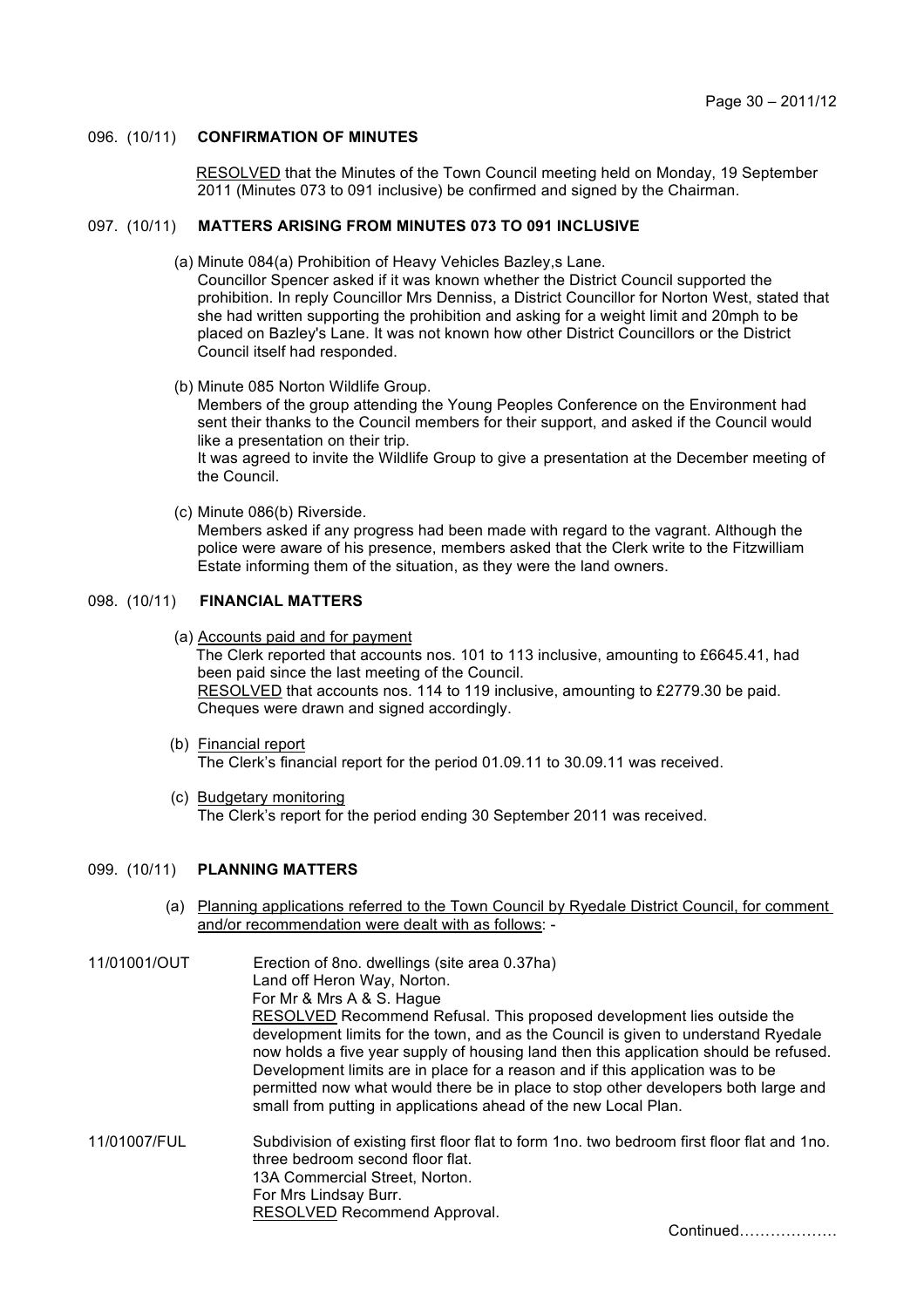### 096. (10/11) CONFIRMATION OF MINUTES

RESOLVED that the Minutes of the Town Council meeting held on Monday, 19 September 2011 (Minutes 073 to 091 inclusive) be confirmed and signed by the Chairman.

### 097. (10/11) MATTERS ARISING FROM MINUTES 073 TO 091 INCLUSIVE

(a) Minute 084(a) Prohibition of Heavy Vehicles Bazley,s Lane.
Councillor Spencer asked if it was known whether the District Council supported the prohibition. In reply Councillor Mrs Denniss, a District Councillor for Norton West, stated that she had written supporting the prohibition and asking for a weight limit and 20mph to be placed on Bazley's Lane. It was not known how other District Councillors or the District Council itself had responded.

(b) Minute 085 Norton Wildlife Group.
Members of the group attending the Young Peoples Conference on the Environment had sent their thanks to the Council members for their support, and asked if the Council would like a presentation on their trip.
It was agreed to invite the Wildlife Group to give a presentation at the December meeting of the Council.

(c) Minute 086(b) Riverside.
Members asked if any progress had been made with regard to the vagrant. Although the police were aware of his presence, members asked that the Clerk write to the Fitzwilliam Estate informing them of the situation, as they were the land owners.

### 098. (10/11) FINANCIAL MATTERS

(a) Accounts paid and for payment
The Clerk reported that accounts nos. 101 to 113 inclusive, amounting to £6645.41, had been paid since the last meeting of the Council.
RESOLVED that accounts nos. 114 to 119 inclusive, amounting to £2779.30 be paid. Cheques were drawn and signed accordingly.

(b) Financial report
The Clerk's financial report for the period 01.09.11 to 30.09.11 was received.

(c) Budgetary monitoring
The Clerk's report for the period ending 30 September 2011 was received.

### 099. (10/11) PLANNING MATTERS

(a) Planning applications referred to the Town Council by Ryedale District Council, for comment and/or recommendation were dealt with as follows: -

11/01001/OUT
Erection of 8no. dwellings (site area 0.37ha)
Land off Heron Way, Norton.
For Mr & Mrs A & S. Hague
RESOLVED Recommend Refusal. This proposed development lies outside the development limits for the town, and as the Council is given to understand Ryedale now holds a five year supply of housing land then this application should be refused. Development limits are in place for a reason and if this application was to be permitted now what would there be in place to stop other developers both large and small from putting in applications ahead of the new Local Plan.

11/01007/FUL
Subdivision of existing first floor flat to form 1no. two bedroom first floor flat and 1no. three bedroom second floor flat.
13A Commercial Street, Norton.
For Mrs Lindsay Burr.
RESOLVED Recommend Approval.

Continued……………….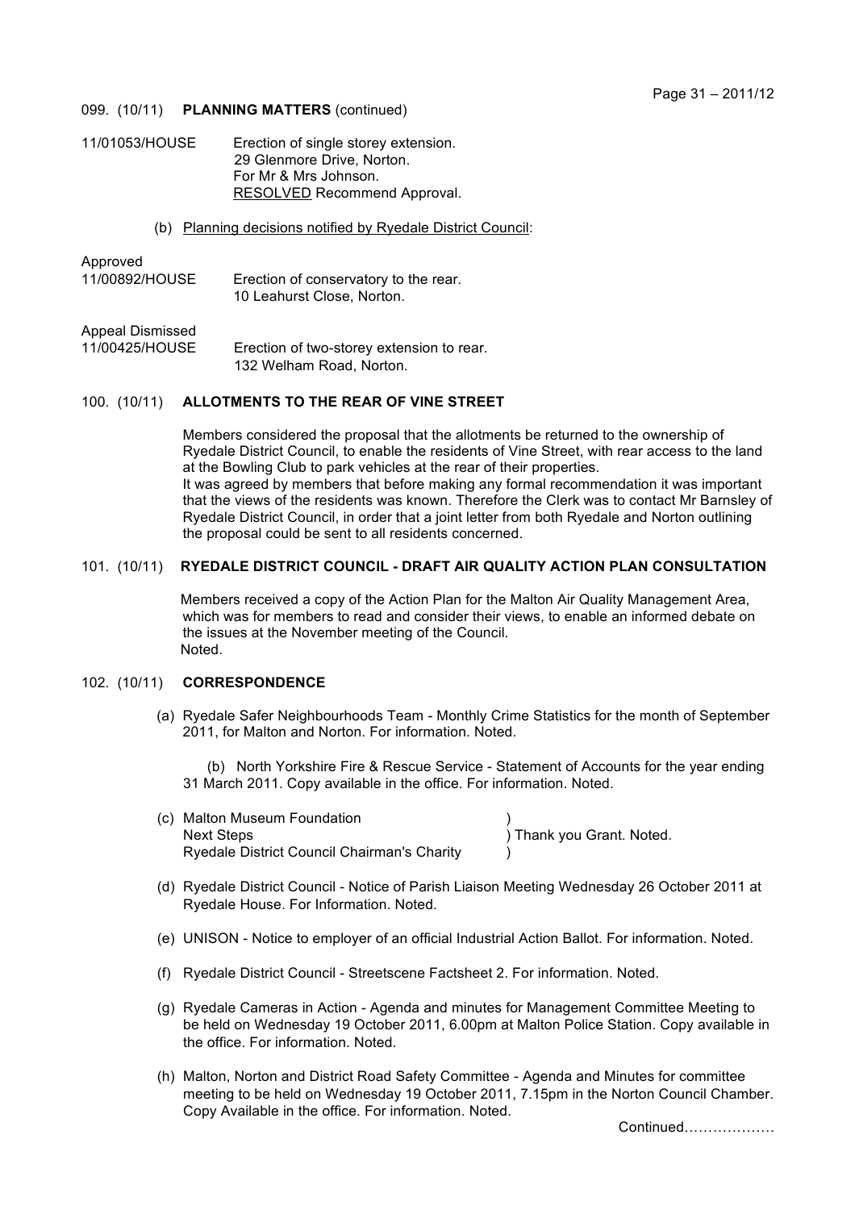099. (10/11) **PLANNING MATTERS** (continued)

11/01053/HOUSE Erection of single storey extension.
29 Glenmore Drive, Norton.
For Mr & Mrs Johnson.
RESOLVED Recommend Approval.

(b) Planning decisions notified by Ryedale District Council:

Approved
11/00892/HOUSE Erection of conservatory to the rear.
10 Leahurst Close, Norton.

Appeal Dismissed
11/00425/HOUSE Erection of two-storey extension to rear.
132 Welham Road, Norton.

100. (10/11) **ALLOTMENTS TO THE REAR OF VINE STREET**

Members considered the proposal that the allotments be returned to the ownership of Ryedale District Council, to enable the residents of Vine Street, with rear access to the land at the Bowling Club to park vehicles at the rear of their properties.
It was agreed by members that before making any formal recommendation it was important that the views of the residents was known. Therefore the Clerk was to contact Mr Barnsley of Ryedale District Council, in order that a joint letter from both Ryedale and Norton outlining the proposal could be sent to all residents concerned.

101. (10/11) **RYEDALE DISTRICT COUNCIL - DRAFT AIR QUALITY ACTION PLAN CONSULTATION**

Members received a copy of the Action Plan for the Malton Air Quality Management Area, which was for members to read and consider their views, to enable an informed debate on the issues at the November meeting of the Council.
Noted.

102. (10/11) **CORRESPONDENCE**

(a) Ryedale Safer Neighbourhoods Team - Monthly Crime Statistics for the month of September 2011, for Malton and Norton. For information. Noted.

(b) North Yorkshire Fire & Rescue Service - Statement of Accounts for the year ending 31 March 2011. Copy available in the office. For information. Noted.

(c) Malton Museum Foundation )
Next Steps ) Thank you Grant. Noted.
Ryedale District Council Chairman's Charity )

(d) Ryedale District Council - Notice of Parish Liaison Meeting Wednesday 26 October 2011 at Ryedale House. For Information. Noted.

(e) UNISON - Notice to employer of an official Industrial Action Ballot. For information. Noted.

(f) Ryedale District Council - Streetscene Factsheet 2. For information. Noted.

(g) Ryedale Cameras in Action - Agenda and minutes for Management Committee Meeting to be held on Wednesday 19 October 2011, 6.00pm at Malton Police Station. Copy available in the office. For information. Noted.

(h) Malton, Norton and District Road Safety Committee - Agenda and Minutes for committee meeting to be held on Wednesday 19 October 2011, 7.15pm in the Norton Council Chamber. Copy Available in the office. For information. Noted.

Continued……………….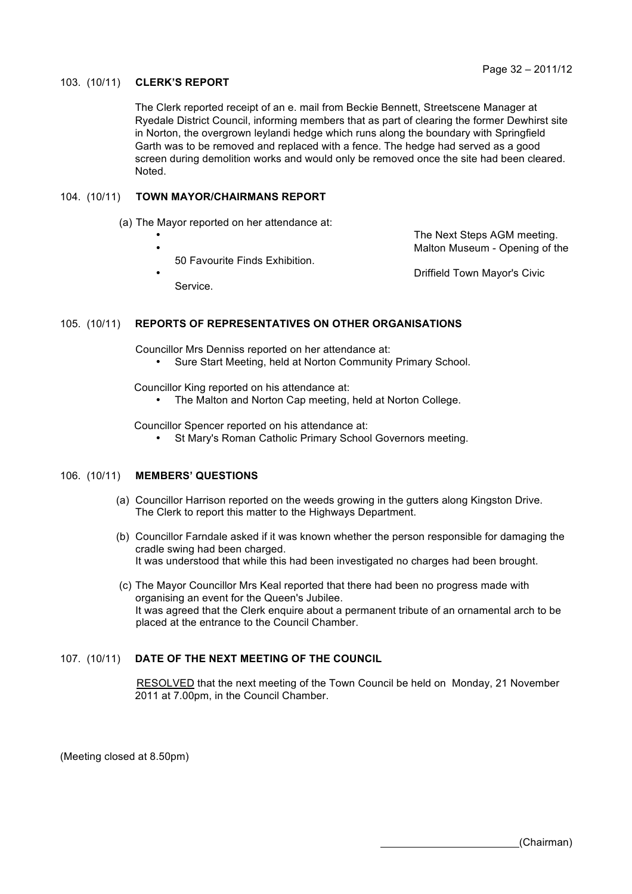### 103. (10/11) **CLERK'S REPORT**

The Clerk reported receipt of an e. mail from Beckie Bennett, Streetscene Manager at Ryedale District Council, informing members that as part of clearing the former Dewhirst site in Norton, the overgrown leylandi hedge which runs along the boundary with Springfield Garth was to be removed and replaced with a fence. The hedge had served as a good screen during demolition works and would only be removed once the site had been cleared. Noted.

### 104. (10/11) **TOWN MAYOR/CHAIRMANS REPORT**

(a) The Mayor reported on her attendance at:

- The Next Steps AGM meeting.
- Malton Museum - Opening of the 50 Favourite Finds Exhibition.
- Driffield Town Mayor's Civic Service.

### 105. (10/11) **REPORTS OF REPRESENTATIVES ON OTHER ORGANISATIONS**

Councillor Mrs Denniss reported on her attendance at:

- Sure Start Meeting, held at Norton Community Primary School.

Councillor King reported on his attendance at:

- The Malton and Norton Cap meeting, held at Norton College.

Councillor Spencer reported on his attendance at:

- St Mary's Roman Catholic Primary School Governors meeting.

### 106. (10/11) **MEMBERS' QUESTIONS**

(a) Councillor Harrison reported on the weeds growing in the gutters along Kingston Drive. The Clerk to report this matter to the Highways Department.

(b) Councillor Farndale asked if it was known whether the person responsible for damaging the cradle swing had been charged.
It was understood that while this had been investigated no charges had been brought.

(c) The Mayor Councillor Mrs Keal reported that there had been no progress made with organising an event for the Queen's Jubilee.
It was agreed that the Clerk enquire about a permanent tribute of an ornamental arch to be placed at the entrance to the Council Chamber.

### 107. (10/11) **DATE OF THE NEXT MEETING OF THE COUNCIL**

<u>RESOLVED</u> that the next meeting of the Town Council be held on Monday, 21 November 2011 at 7.00pm, in the Council Chamber.

(Meeting closed at 8.50pm)

________________________(Chairman)